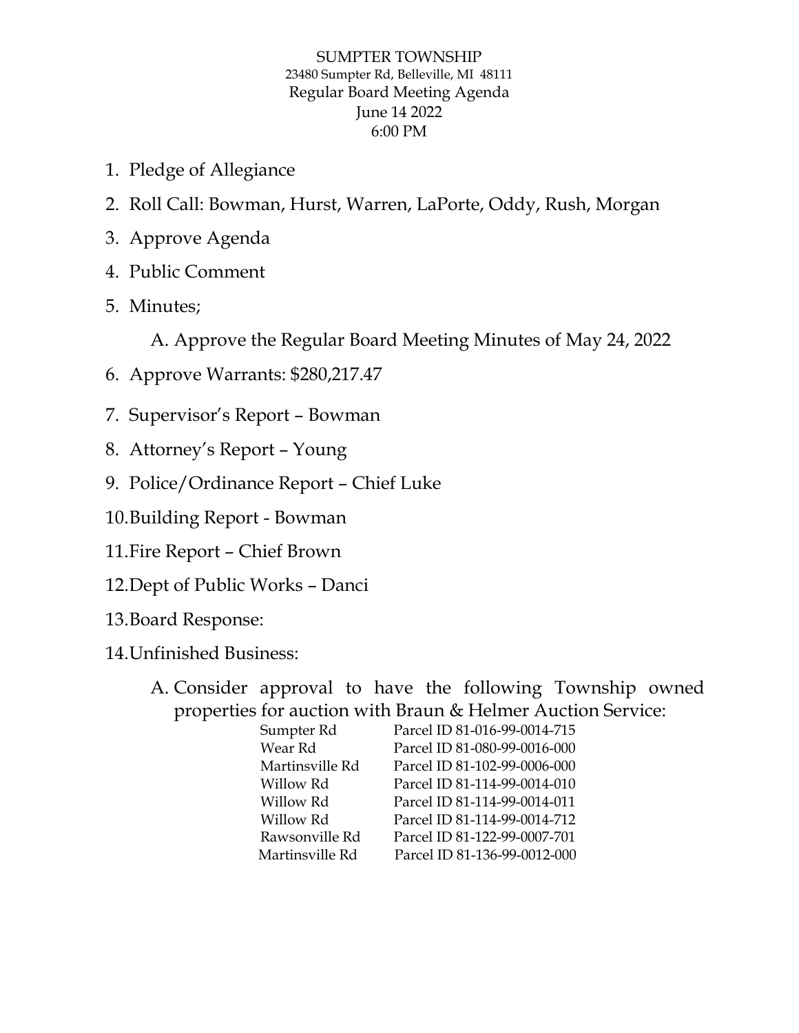SUMPTER TOWNSHIP
23480 Sumpter Rd, Belleville, MI 48111
Regular Board Meeting Agenda
June 14 2022
6:00 PM

1. Pledge of Allegiance
2. Roll Call: Bowman, Hurst, Warren, LaPorte, Oddy, Rush, Morgan
3. Approve Agenda
4. Public Comment
5. Minutes;
   A. Approve the Regular Board Meeting Minutes of May 24, 2022
6. Approve Warrants: $280,217.47
7. Supervisor's Report – Bowman
8. Attorney's Report – Young
9. Police/Ordinance Report – Chief Luke
10. Building Report - Bowman
11. Fire Report – Chief Brown
12. Dept of Public Works – Danci
13. Board Response:
14. Unfinished Business:
    A. Consider approval to have the following Township owned properties for auction with Braun & Helmer Auction Service:

| | |
|---|---|
| Sumpter Rd | Parcel ID 81-016-99-0014-715 |
| Wear Rd | Parcel ID 81-080-99-0016-000 |
| Martinsville Rd | Parcel ID 81-102-99-0006-000 |
| Willow Rd | Parcel ID 81-114-99-0014-010 |
| Willow Rd | Parcel ID 81-114-99-0014-011 |
| Willow Rd | Parcel ID 81-114-99-0014-712 |
| Rawsonville Rd | Parcel ID 81-122-99-0007-701 |
| Martinsville Rd | Parcel ID 81-136-99-0012-000 |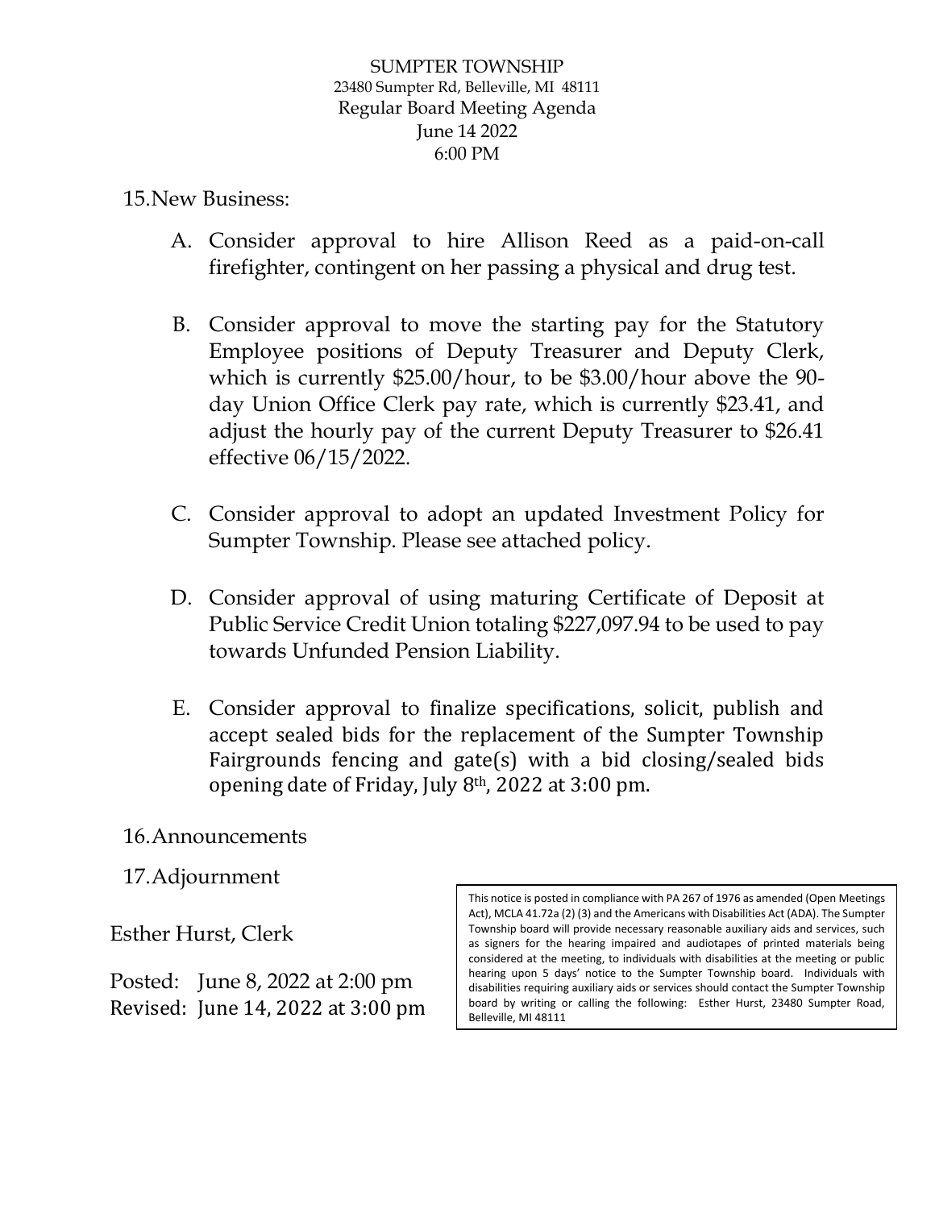SUMPTER TOWNSHIP
23480 Sumpter Rd, Belleville, MI 48111
Regular Board Meeting Agenda
June 14 2022
6:00 PM

15. New Business:

   A. Consider approval to hire Allison Reed as a paid-on-call firefighter, contingent on her passing a physical and drug test.

   B. Consider approval to move the starting pay for the Statutory Employee positions of Deputy Treasurer and Deputy Clerk, which is currently $25.00/hour, to be $3.00/hour above the 90-day Union Office Clerk pay rate, which is currently $23.41, and adjust the hourly pay of the current Deputy Treasurer to $26.41 effective 06/15/2022.

   C. Consider approval to adopt an updated Investment Policy for Sumpter Township. Please see attached policy.

   D. Consider approval of using maturing Certificate of Deposit at Public Service Credit Union totaling $227,097.94 to be used to pay towards Unfunded Pension Liability.

   E. Consider approval to finalize specifications, solicit, publish and accept sealed bids for the replacement of the Sumpter Township Fairgrounds fencing and gate(s) with a bid closing/sealed bids opening date of Friday, July 8th, 2022 at 3:00 pm.

16. Announcements

17. Adjournment

Esther Hurst, Clerk

Posted: June 8, 2022 at 2:00 pm
Revised: June 14, 2022 at 3:00 pm

This notice is posted in compliance with PA 267 of 1976 as amended (Open Meetings Act), MCLA 41.72a (2) (3) and the Americans with Disabilities Act (ADA). The Sumpter Township board will provide necessary reasonable auxiliary aids and services, such as signers for the hearing impaired and audiotapes of printed materials being considered at the meeting, to individuals with disabilities at the meeting or public hearing upon 5 days' notice to the Sumpter Township board. Individuals with disabilities requiring auxiliary aids or services should contact the Sumpter Township board by writing or calling the following: Esther Hurst, 23480 Sumpter Road, Belleville, MI 48111